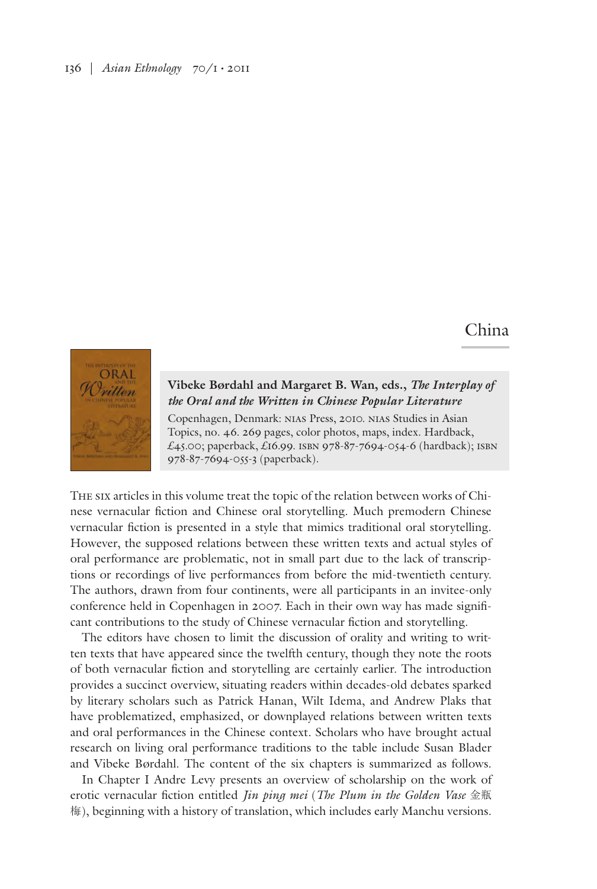# China

**Vibeke Børdahl and Margaret B. Wan, eds., *The Interplay of the Oral and the Written in Chinese Popular Literature***

Copenhagen, Denmark: NIAS Press, 2010. NIAS Studies in Asian Topics, no. 46. 269 pages, color photos, maps, index. Hardback, £45.00; paperback, £16.99. ISBN 978-87-7694-054-6 (hardback); ISBN 978-87-7694-055-3 (paperback).

THE SIX articles in this volume treat the topic of the relation between works of Chinese vernacular fiction and Chinese oral storytelling. Much premodern Chinese vernacular fiction is presented in a style that mimics traditional oral storytelling. However, the supposed relations between these written texts and actual styles of oral performance are problematic, not in small part due to the lack of transcriptions or recordings of live performances from before the mid-twentieth century. The authors, drawn from four continents, were all participants in an invitee-only conference held in Copenhagen in 2007. Each in their own way has made significant contributions to the study of Chinese vernacular fiction and storytelling.

The editors have chosen to limit the discussion of orality and writing to written texts that have appeared since the twelfth century, though they note the roots of both vernacular fiction and storytelling are certainly earlier. The introduction provides a succinct overview, situating readers within decades-old debates sparked by literary scholars such as Patrick Hanan, Wilt Idema, and Andrew Plaks that have problematized, emphasized, or downplayed relations between written texts and oral performances in the Chinese context. Scholars who have brought actual research on living oral performance traditions to the table include Susan Blader and Vibeke Børdahl. The content of the six chapters is summarized as follows.

In Chapter 1 Andre Levy presents an overview of scholarship on the work of erotic vernacular fiction entitled *Jin ping mei* (*The Plum in the Golden Vase* 金瓶梅), beginning with a history of translation, which includes early Manchu versions.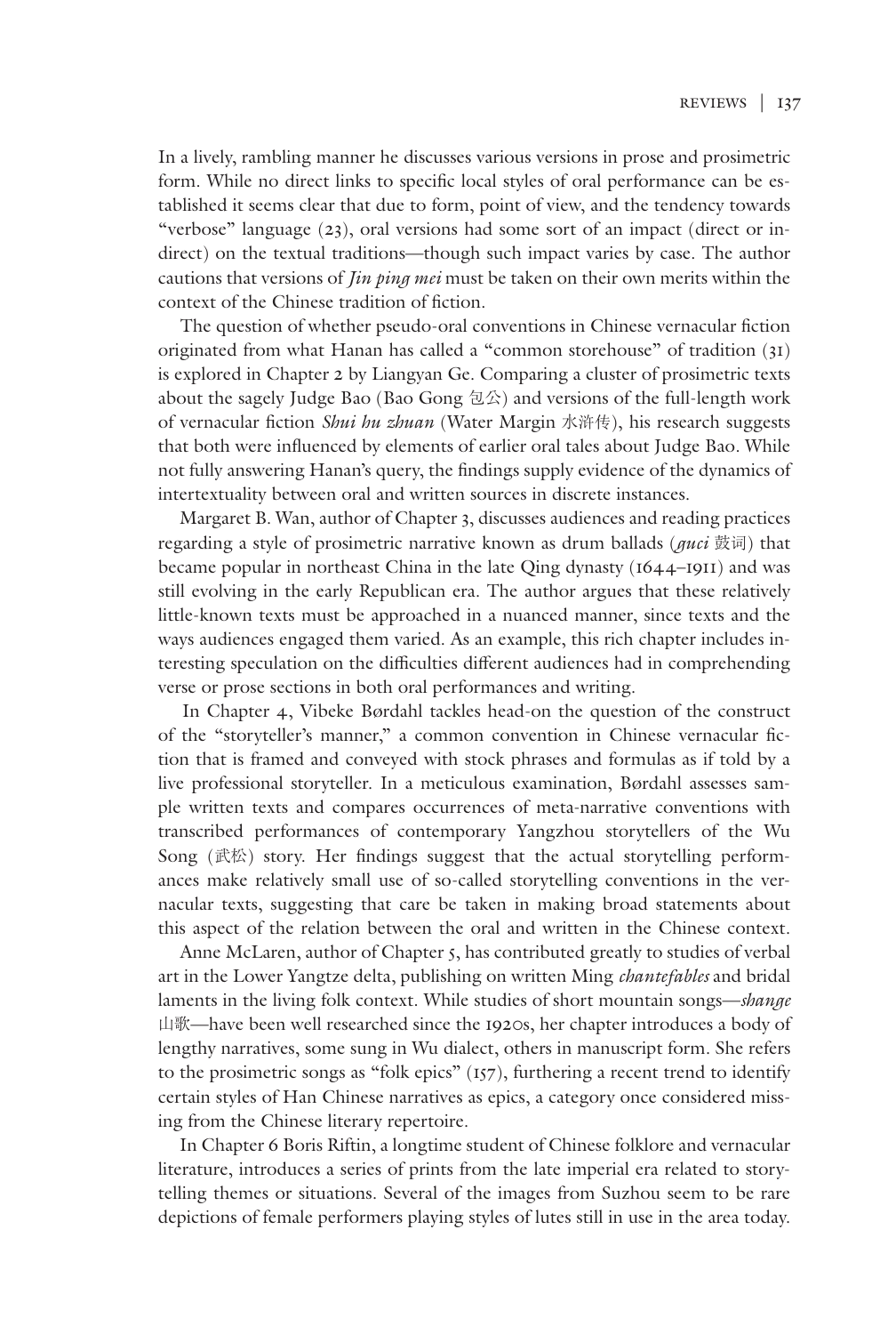In a lively, rambling manner he discusses various versions in prose and prosimetric form. While no direct links to specific local styles of oral performance can be established it seems clear that due to form, point of view, and the tendency towards "verbose" language (23), oral versions had some sort of an impact (direct or indirect) on the textual traditions—though such impact varies by case. The author cautions that versions of *Jin ping mei* must be taken on their own merits within the context of the Chinese tradition of fiction.

The question of whether pseudo-oral conventions in Chinese vernacular fiction originated from what Hanan has called a "common storehouse" of tradition (31) is explored in Chapter 2 by Liangyan Ge. Comparing a cluster of prosimetric texts about the sagely Judge Bao (Bao Gong 包公) and versions of the full-length work of vernacular fiction *Shui hu zhuan* (Water Margin 水浒传), his research suggests that both were influenced by elements of earlier oral tales about Judge Bao. While not fully answering Hanan's query, the findings supply evidence of the dynamics of intertextuality between oral and written sources in discrete instances.

Margaret B. Wan, author of Chapter 3, discusses audiences and reading practices regarding a style of prosimetric narrative known as drum ballads (*guci* 鼓词) that became popular in northeast China in the late Qing dynasty (1644–1911) and was still evolving in the early Republican era. The author argues that these relatively little-known texts must be approached in a nuanced manner, since texts and the ways audiences engaged them varied. As an example, this rich chapter includes interesting speculation on the difficulties different audiences had in comprehending verse or prose sections in both oral performances and writing.

In Chapter 4, Vibeke Børdahl tackles head-on the question of the construct of the "storyteller's manner," a common convention in Chinese vernacular fiction that is framed and conveyed with stock phrases and formulas as if told by a live professional storyteller. In a meticulous examination, Børdahl assesses sample written texts and compares occurrences of meta-narrative conventions with transcribed performances of contemporary Yangzhou storytellers of the Wu Song (武松) story. Her findings suggest that the actual storytelling performances make relatively small use of so-called storytelling conventions in the vernacular texts, suggesting that care be taken in making broad statements about this aspect of the relation between the oral and written in the Chinese context.

Anne McLaren, author of Chapter 5, has contributed greatly to studies of verbal art in the Lower Yangtze delta, publishing on written Ming *chantefables* and bridal laments in the living folk context. While studies of short mountain songs—*shange* 山歌—have been well researched since the 1920s, her chapter introduces a body of lengthy narratives, some sung in Wu dialect, others in manuscript form. She refers to the prosimetric songs as "folk epics" (157), furthering a recent trend to identify certain styles of Han Chinese narratives as epics, a category once considered missing from the Chinese literary repertoire.

In Chapter 6 Boris Riftin, a longtime student of Chinese folklore and vernacular literature, introduces a series of prints from the late imperial era related to storytelling themes or situations. Several of the images from Suzhou seem to be rare depictions of female performers playing styles of lutes still in use in the area today.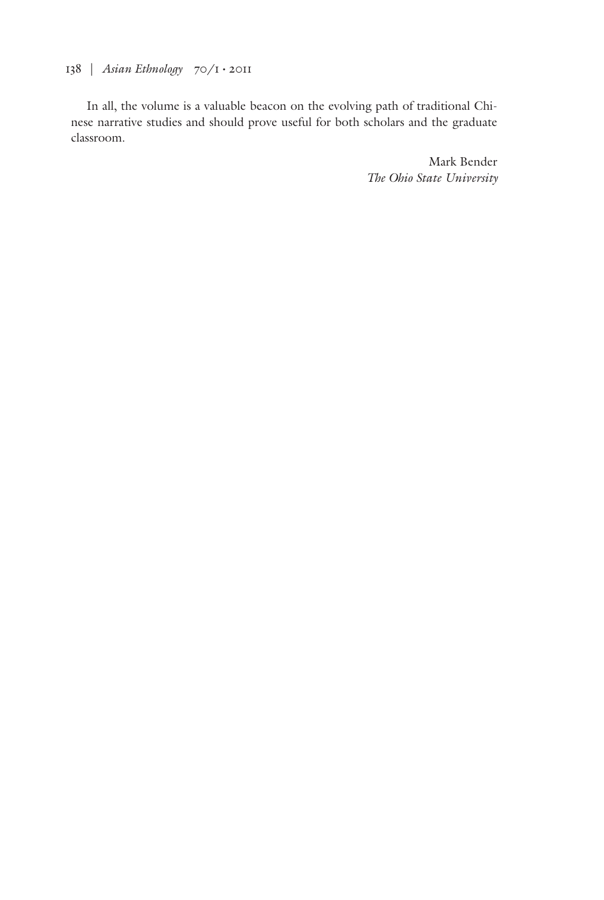In all, the volume is a valuable beacon on the evolving path of traditional Chinese narrative studies and should prove useful for both scholars and the graduate classroom.

Mark Bender
*The Ohio State University*